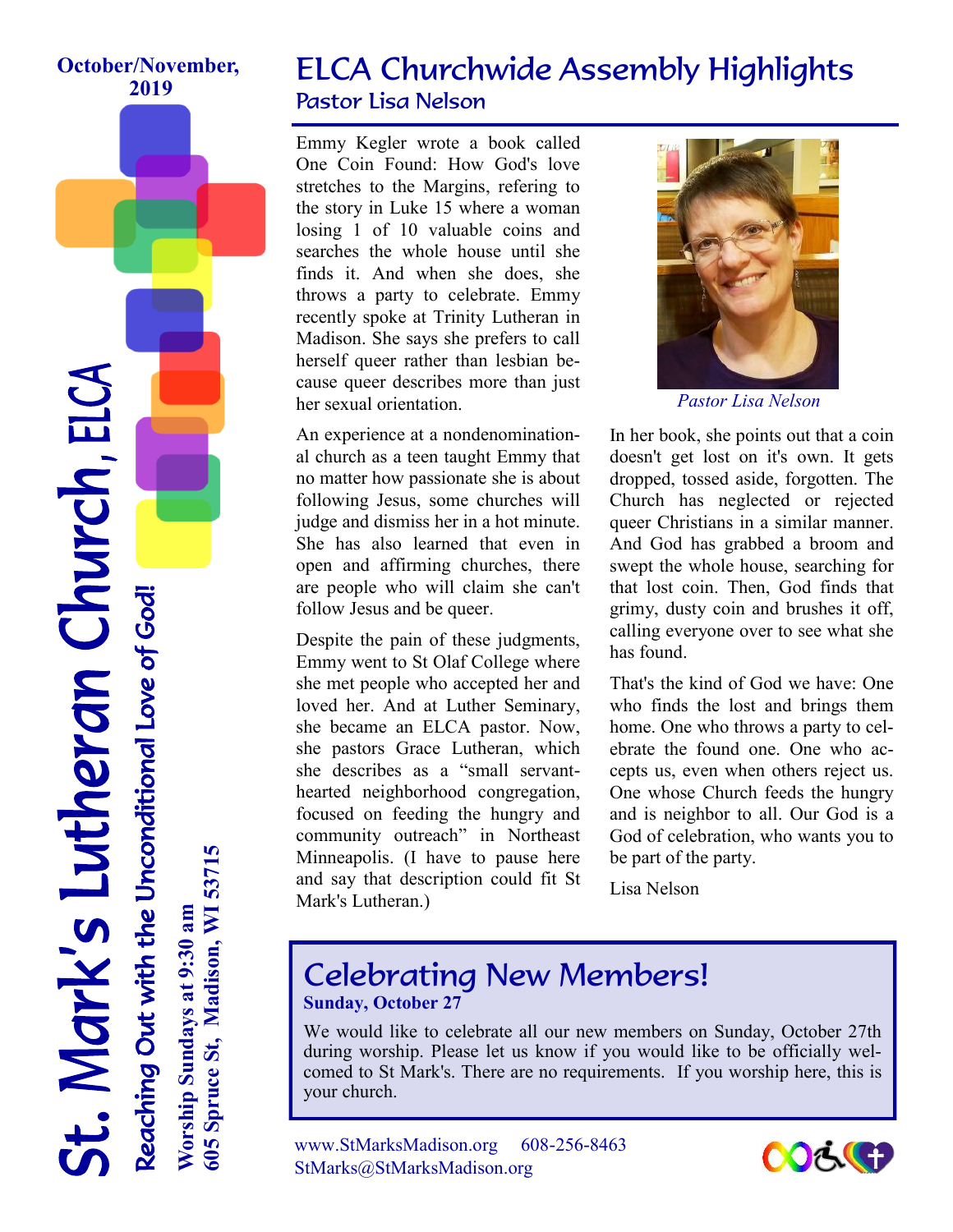October/November, 2019

# St. Mark's Lutheran Church, ELCA

*Reaching Out with the Unconditional Love of God!*

**Worship Sundays at 9:30 am**
**605 Spruce St, Madison, WI 53715**

## ELCA Churchwide Assembly Highlights

### Pastor Lisa Nelson

Emmy Kegler wrote a book called One Coin Found: How God's love stretches to the Margins, refering to the story in Luke 15 where a woman losing 1 of 10 valuable coins and searches the whole house until she finds it. And when she does, she throws a party to celebrate. Emmy recently spoke at Trinity Lutheran in Madison. She says she prefers to call herself queer rather than lesbian because queer describes more than just her sexual orientation.

An experience at a nondenominational church as a teen taught Emmy that no matter how passionate she is about following Jesus, some churches will judge and dismiss her in a hot minute. She has also learned that even in open and affirming churches, there are people who will claim she can't follow Jesus and be queer.

Despite the pain of these judgments, Emmy went to St Olaf College where she met people who accepted her and loved her. And at Luther Seminary, she became an ELCA pastor. Now, she pastors Grace Lutheran, which she describes as a "small servant-hearted neighborhood congregation, focused on feeding the hungry and community outreach" in Northeast Minneapolis. (I have to pause here and say that description could fit St Mark's Lutheran.)

*Pastor Lisa Nelson*

In her book, she points out that a coin doesn't get lost on it's own. It gets dropped, tossed aside, forgotten. The Church has neglected or rejected queer Christians in a similar manner. And God has grabbed a broom and swept the whole house, searching for that lost coin. Then, God finds that grimy, dusty coin and brushes it off, calling everyone over to see what she has found.

That's the kind of God we have: One who finds the lost and brings them home. One who throws a party to celebrate the found one. One who accepts us, even when others reject us. One whose Church feeds the hungry and is neighbor to all. Our God is a God of celebration, who wants you to be part of the party.

Lisa Nelson

## Celebrating New Members!

**Sunday, October 27**

We would like to celebrate all our new members on Sunday, October 27th during worship. Please let us know if you would like to be officially welcomed to St Mark's. There are no requirements. If you worship here, this is your church.

www.StMarksMadison.org 608-256-8463
StMarks@StMarksMadison.org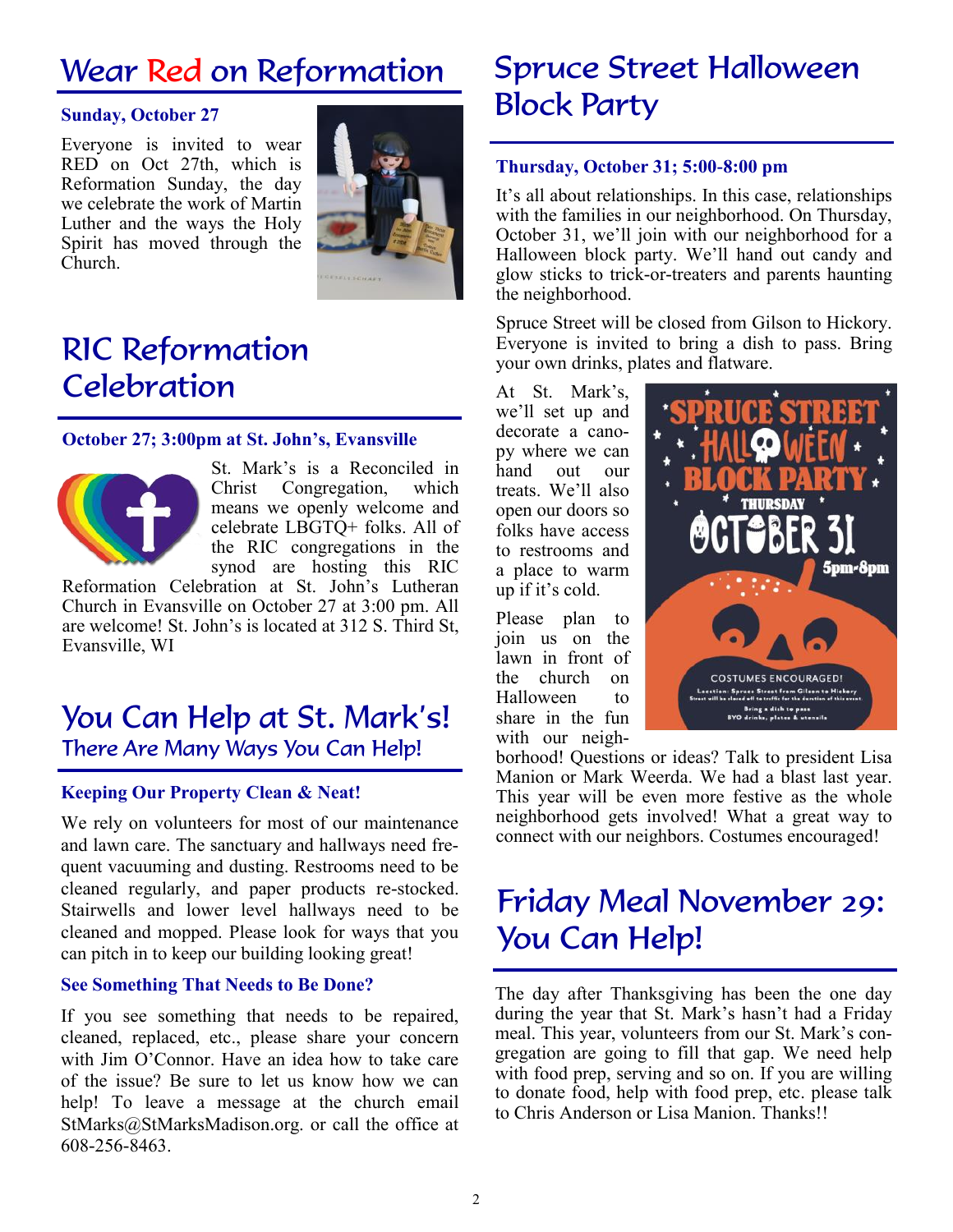# Wear Red on Reformation

### Sunday, October 27

Everyone is invited to wear RED on Oct 27th, which is Reformation Sunday, the day we celebrate the work of Martin Luther and the ways the Holy Spirit has moved through the Church.

# RIC Reformation Celebration

### October 27; 3:00pm at St. John's, Evansville

St. Mark's is a Reconciled in Christ Congregation, which means we openly welcome and celebrate LBGTQ+ folks. All of the RIC congregations in the synod are hosting this RIC Reformation Celebration at St. John's Lutheran Church in Evansville on October 27 at 3:00 pm. All are welcome! St. John's is located at 312 S. Third St, Evansville, WI

# You Can Help at St. Mark's!

## There Are Many Ways You Can Help!

### Keeping Our Property Clean & Neat!

We rely on volunteers for most of our maintenance and lawn care. The sanctuary and hallways need frequent vacuuming and dusting. Restrooms need to be cleaned regularly, and paper products re-stocked. Stairwells and lower level hallways need to be cleaned and mopped. Please look for ways that you can pitch in to keep our building looking great!

### See Something That Needs to Be Done?

If you see something that needs to be repaired, cleaned, replaced, etc., please share your concern with Jim O'Connor. Have an idea how to take care of the issue? Be sure to let us know how we can help! To leave a message at the church email StMarks@StMarksMadison.org. or call the office at 608-256-8463.

# Spruce Street Halloween Block Party

### Thursday, October 31; 5:00-8:00 pm

It's all about relationships. In this case, relationships with the families in our neighborhood. On Thursday, October 31, we'll join with our neighborhood for a Halloween block party. We'll hand out candy and glow sticks to trick-or-treaters and parents haunting the neighborhood.

Spruce Street will be closed from Gilson to Hickory. Everyone is invited to bring a dish to pass. Bring your own drinks, plates and flatware.

At St. Mark's, we'll set up and decorate a canopy where we can hand out our treats. We'll also open our doors so folks have access to restrooms and a place to warm up if it's cold.

Please plan to join us on the lawn in front of the church on Halloween to share in the fun with our neighborhood! Questions or ideas? Talk to president Lisa Manion or Mark Weerda. We had a blast last year. This year will be even more festive as the whole neighborhood gets involved! What a great way to connect with our neighbors. Costumes encouraged!

# Friday Meal November 29: You Can Help!

The day after Thanksgiving has been the one day during the year that St. Mark's hasn't had a Friday meal. This year, volunteers from our St. Mark's congregation are going to fill that gap. We need help with food prep, serving and so on. If you are willing to donate food, help with food prep, etc. please talk to Chris Anderson or Lisa Manion. Thanks!!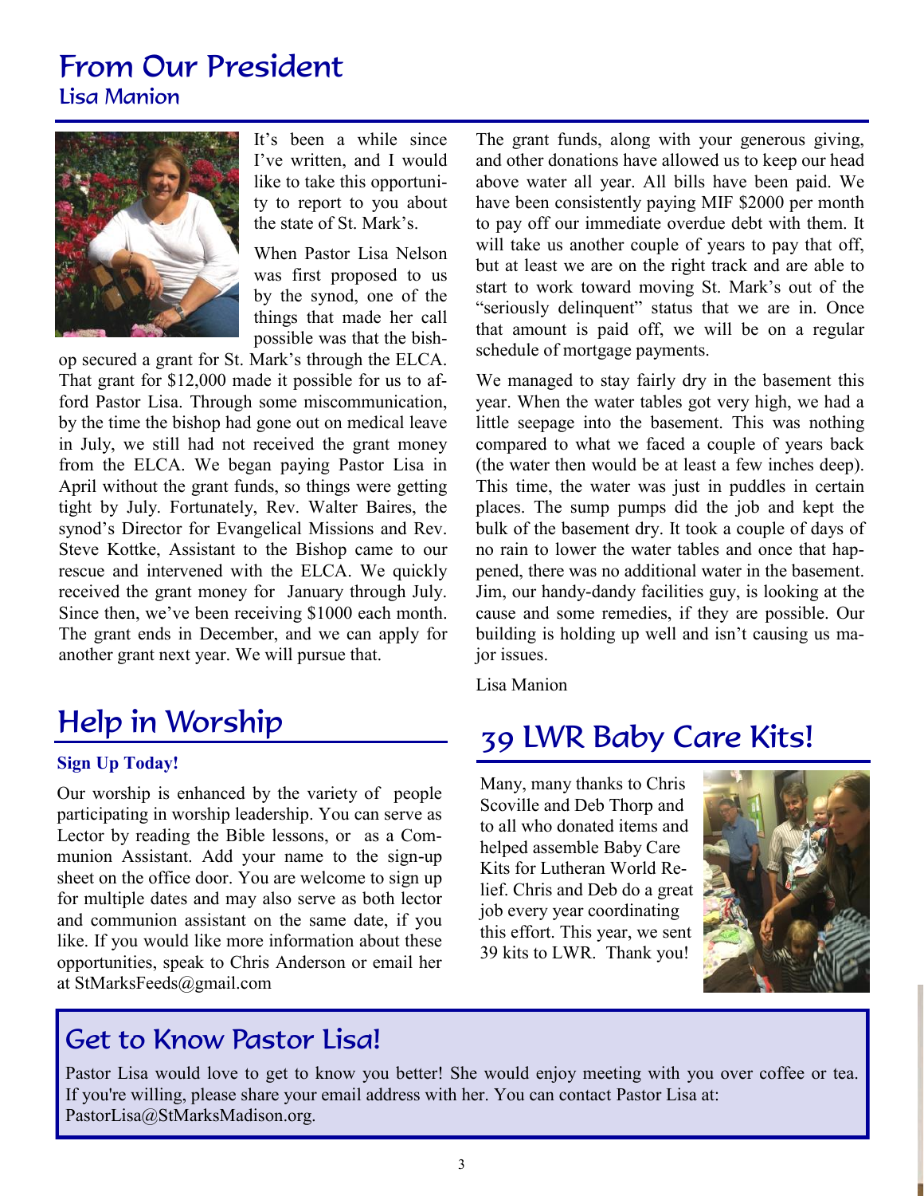# From Our President

## Lisa Manion

It's been a while since I've written, and I would like to take this opportunity to report to you about the state of St. Mark's.

When Pastor Lisa Nelson was first proposed to us by the synod, one of the things that made her call possible was that the bishop secured a grant for St. Mark's through the ELCA. That grant for $12,000 made it possible for us to afford Pastor Lisa. Through some miscommunication, by the time the bishop had gone out on medical leave in July, we still had not received the grant money from the ELCA. We began paying Pastor Lisa in April without the grant funds, so things were getting tight by July. Fortunately, Rev. Walter Baires, the synod's Director for Evangelical Missions and Rev. Steve Kottke, Assistant to the Bishop came to our rescue and intervened with the ELCA. We quickly received the grant money for January through July. Since then, we've been receiving $1000 each month. The grant ends in December, and we can apply for another grant next year. We will pursue that.

The grant funds, along with your generous giving, and other donations have allowed us to keep our head above water all year. All bills have been paid. We have been consistently paying MIF $2000 per month to pay off our immediate overdue debt with them. It will take us another couple of years to pay that off, but at least we are on the right track and are able to start to work toward moving St. Mark's out of the "seriously delinquent" status that we are in. Once that amount is paid off, we will be on a regular schedule of mortgage payments.

We managed to stay fairly dry in the basement this year. When the water tables got very high, we had a little seepage into the basement. This was nothing compared to what we faced a couple of years back (the water then would be at least a few inches deep). This time, the water was just in puddles in certain places. The sump pumps did the job and kept the bulk of the basement dry. It took a couple of days of no rain to lower the water tables and once that happened, there was no additional water in the basement. Jim, our handy-dandy facilities guy, is looking at the cause and some remedies, if they are possible. Our building is holding up well and isn't causing us major issues.

Lisa Manion

# Help in Worship

**Sign Up Today!**

Our worship is enhanced by the variety of people participating in worship leadership. You can serve as Lector by reading the Bible lessons, or as a Communion Assistant. Add your name to the sign-up sheet on the office door. You are welcome to sign up for multiple dates and may also serve as both lector and communion assistant on the same date, if you like. If you would like more information about these opportunities, speak to Chris Anderson or email her at StMarksFeeds@gmail.com

# 39 LWR Baby Care Kits!

Many, many thanks to Chris Scoville and Deb Thorp and to all who donated items and helped assemble Baby Care Kits for Lutheran World Relief. Chris and Deb do a great job every year coordinating this effort. This year, we sent 39 kits to LWR. Thank you!

# Get to Know Pastor Lisa!

Pastor Lisa would love to get to know you better! She would enjoy meeting with you over coffee or tea. If you're willing, please share your email address with her. You can contact Pastor Lisa at: PastorLisa@StMarksMadison.org.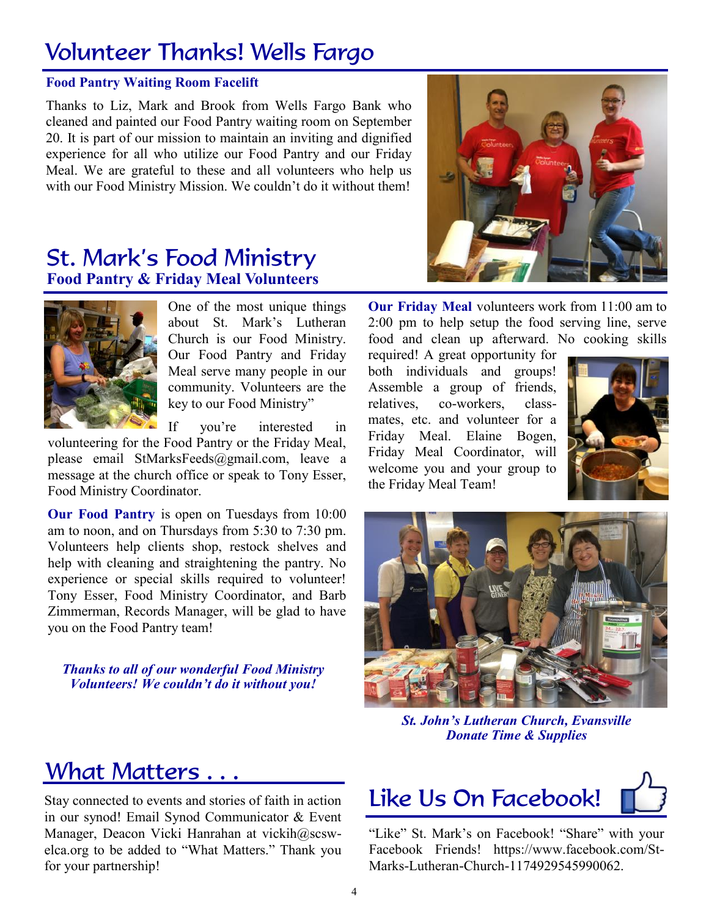# Volunteer Thanks! Wells Fargo

**Food Pantry Waiting Room Facelift**

Thanks to Liz, Mark and Brook from Wells Fargo Bank who cleaned and painted our Food Pantry waiting room on September 20. It is part of our mission to maintain an inviting and dignified experience for all who utilize our Food Pantry and our Friday Meal. We are grateful to these and all volunteers who help us with our Food Ministry Mission. We couldn't do it without them!

# St. Mark's Food Ministry

**Food Pantry & Friday Meal Volunteers**

One of the most unique things about St. Mark's Lutheran Church is our Food Ministry. Our Food Pantry and Friday Meal serve many people in our community. Volunteers are the key to our Food Ministry"

If you're interested in volunteering for the Food Pantry or the Friday Meal, please email StMarksFeeds@gmail.com, leave a message at the church office or speak to Tony Esser, Food Ministry Coordinator.

**Our Food Pantry** is open on Tuesdays from 10:00 am to noon, and on Thursdays from 5:30 to 7:30 pm. Volunteers help clients shop, restock shelves and help with cleaning and straightening the pantry. No experience or special skills required to volunteer! Tony Esser, Food Ministry Coordinator, and Barb Zimmerman, Records Manager, will be glad to have you on the Food Pantry team!

***Thanks to all of our wonderful Food Ministry Volunteers! We couldn't do it without you!***

**Our Friday Meal** volunteers work from 11:00 am to 2:00 pm to help setup the food serving line, serve food and clean up afterward. No cooking skills required! A great opportunity for both individuals and groups! Assemble a group of friends, relatives, co-workers, class-mates, etc. and volunteer for a Friday Meal. Elaine Bogen, Friday Meal Coordinator, will welcome you and your group to the Friday Meal Team!

***St. John's Lutheran Church, Evansville Donate Time & Supplies***

# What Matters . . .

Stay connected to events and stories of faith in action in our synod! Email Synod Communicator & Event Manager, Deacon Vicki Hanrahan at vickih@scsw-elca.org to be added to "What Matters." Thank you for your partnership!

# Like Us On Facebook!

"Like" St. Mark's on Facebook! "Share" with your Facebook Friends! https://www.facebook.com/St-Marks-Lutheran-Church-1174929545990062.